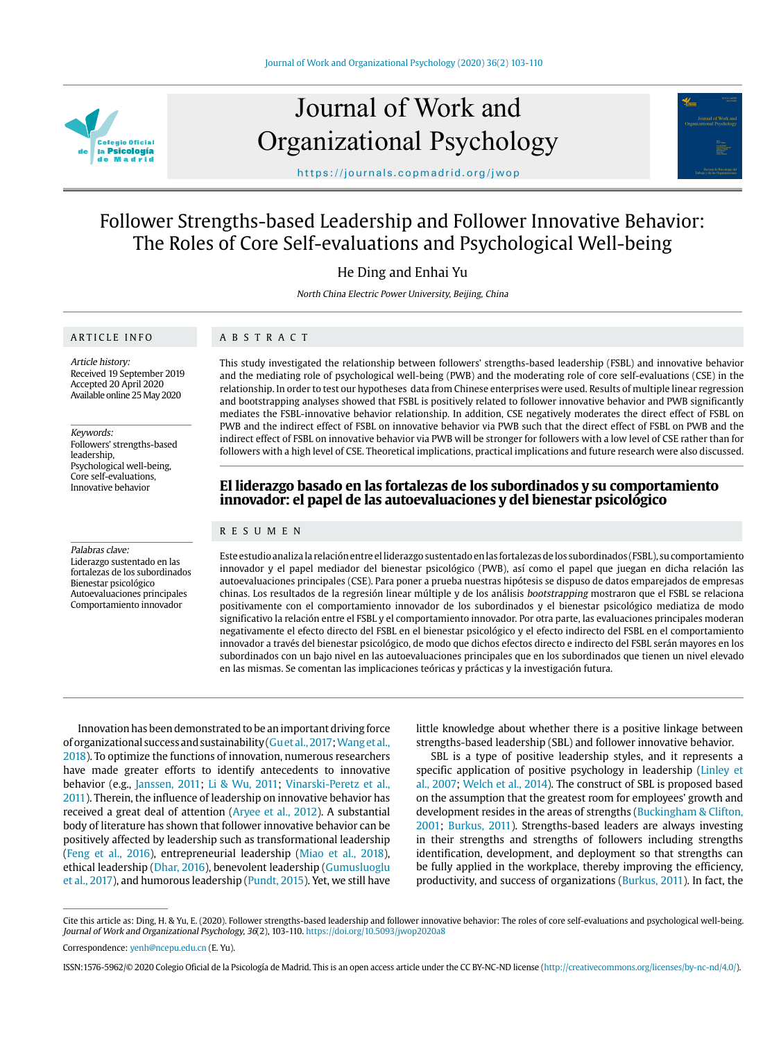# Follower Strengths-based Leadership and Follower Innovative Behavior: The Roles of Core Self-evaluations and Psychological Well-being

He Ding and Enhai Yu

*North China Electric Power University, Beijing, China*

## ARTICLE INFO

*Article history:*
Received 19 September 2019
Accepted 20 April 2020
Available online 25 May 2020

*Keywords:*
Followers' strengths-based leadership,
Psychological well-being,
Core self-evaluations,
Innovative behavior

## ABSTRACT

This study investigated the relationship between followers' strengths-based leadership (FSBL) and innovative behavior and the mediating role of psychological well-being (PWB) and the moderating role of core self-evaluations (CSE) in the relationship. In order to test our hypotheses data from Chinese enterprises were used. Results of multiple linear regression and bootstrapping analyses showed that FSBL is positively related to follower innovative behavior and PWB significantly mediates the FSBL-innovative behavior relationship. In addition, CSE negatively moderates the direct effect of FSBL on PWB and the indirect effect of FSBL on innovative behavior via PWB such that the direct effect of FSBL on PWB and the indirect effect of FSBL on innovative behavior via PWB will be stronger for followers with a low level of CSE rather than for followers with a high level of CSE. Theoretical implications, practical implications and future research were also discussed.

## El liderazgo basado en las fortalezas de los subordinados y su comportamiento innovador: el papel de las autoevaluaciones y del bienestar psicológico

*Palabras clave:*
Liderazgo sustentado en las fortalezas de los subordinados
Bienestar psicológico
Autoevaluaciones principales
Comportamiento innovador

## RESUMEN

Este estudio analiza la relación entre el liderazgo sustentado en las fortalezas de los subordinados (FSBL), su comportamiento innovador y el papel mediador del bienestar psicológico (PWB), así como el papel que juegan en dicha relación las autoevaluaciones principales (CSE). Para poner a prueba nuestras hipótesis se dispuso de datos emparejados de empresas chinas. Los resultados de la regresión linear múltiple y de los análisis *bootstrapping* mostraron que el FSBL se relaciona positivamente con el comportamiento innovador de los subordinados y el bienestar psicológico mediatiza de modo significativo la relación entre el FSBL y el comportamiento innovador. Por otra parte, las evaluaciones principales moderan negativamente el efecto directo del FSBL en el bienestar psicológico y el efecto indirecto del FSBL en el comportamiento innovador a través del bienestar psicológico, de modo que dichos efectos directo e indirecto del FSBL serán mayores en los subordinados con un bajo nivel en las autoevaluaciones principales que en los subordinados que tienen un nivel elevado en las mismas. Se comentan las implicaciones teóricas y prácticas y la investigación futura.

Innovation has been demonstrated to be an important driving force of organizational success and sustainability (Gu et al., 2017; Wang et al., 2018). To optimize the functions of innovation, numerous researchers have made greater efforts to identify antecedents to innovative behavior (e.g., Janssen, 2011; Li & Wu, 2011; Vinarski-Peretz et al., 2011). Therein, the influence of leadership on innovative behavior has received a great deal of attention (Aryee et al., 2012). A substantial body of literature has shown that follower innovative behavior can be positively affected by leadership such as transformational leadership (Feng et al., 2016), entrepreneurial leadership (Miao et al., 2018), ethical leadership (Dhar, 2016), benevolent leadership (Gumusluoglu et al., 2017), and humorous leadership (Pundt, 2015). Yet, we still have little knowledge about whether there is a positive linkage between strengths-based leadership (SBL) and follower innovative behavior.

SBL is a type of positive leadership styles, and it represents a specific application of positive psychology in leadership (Linley et al., 2007; Welch et al., 2014). The construct of SBL is proposed based on the assumption that the greatest room for employees' growth and development resides in the areas of strengths (Buckingham & Clifton, 2001; Burkus, 2011). Strengths-based leaders are always investing in their strengths and strengths of followers including strengths identification, development, and deployment so that strengths can be fully applied in the workplace, thereby improving the efficiency, productivity, and success of organizations (Burkus, 2011). In fact, the

---

Cite this article as: Ding, H. & Yu, E. (2020). Follower strengths-based leadership and follower innovative behavior: The roles of core self-evaluations and psychological well-being. *Journal of Work and Organizational Psychology, 36*(2), 103-110. https://doi.org/10.5093/jwop2020a8

Correspondence: yenh@ncepu.edu.cn (E. Yu).

ISSN:1576-5962/© 2020 Colegio Oficial de la Psicología de Madrid. This is an open access article under the CC BY-NC-ND license (http://creativecommons.org/licenses/by-nc-nd/4.0/).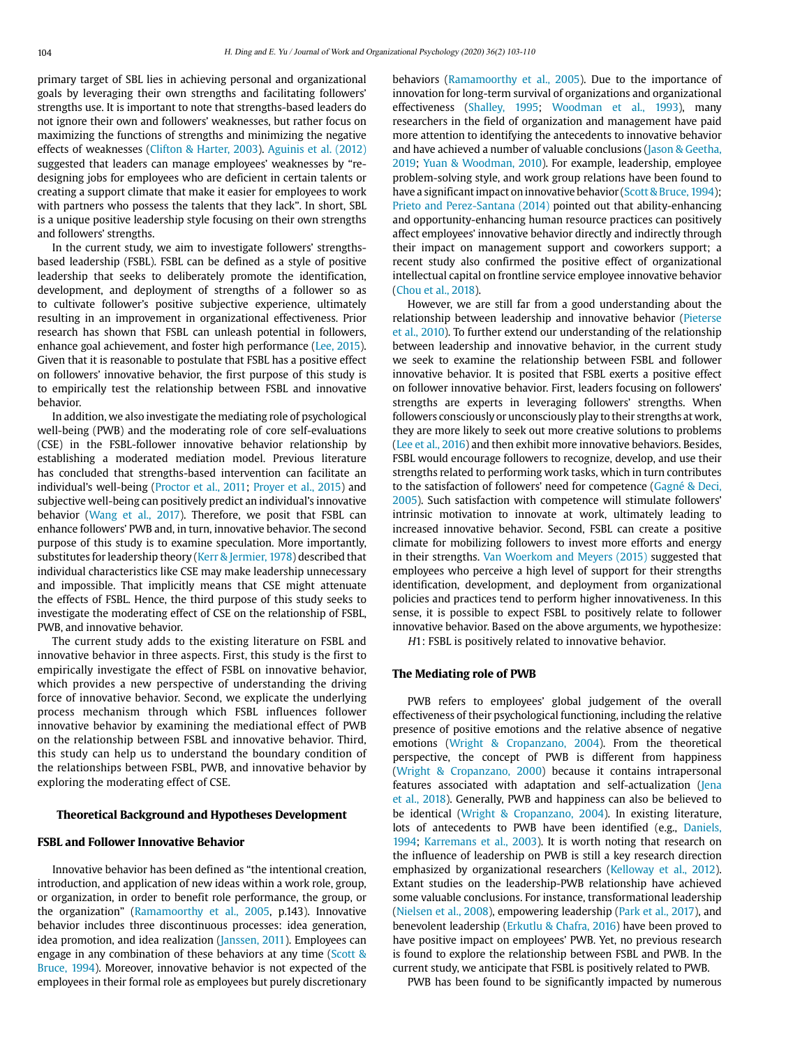primary target of SBL lies in achieving personal and organizational goals by leveraging their own strengths and facilitating followers' strengths use. It is important to note that strengths-based leaders do not ignore their own and followers' weaknesses, but rather focus on maximizing the functions of strengths and minimizing the negative effects of weaknesses (Clifton & Harter, 2003). Aguinis et al. (2012) suggested that leaders can manage employees' weaknesses by "re-designing jobs for employees who are deficient in certain talents or creating a support climate that make it easier for employees to work with partners who possess the talents that they lack". In short, SBL is a unique positive leadership style focusing on their own strengths and followers' strengths.

In the current study, we aim to investigate followers' strengths-based leadership (FSBL). FSBL can be defined as a style of positive leadership that seeks to deliberately promote the identification, development, and deployment of strengths of a follower so as to cultivate follower's positive subjective experience, ultimately resulting in an improvement in organizational effectiveness. Prior research has shown that FSBL can unleash potential in followers, enhance goal achievement, and foster high performance (Lee, 2015). Given that it is reasonable to postulate that FSBL has a positive effect on followers' innovative behavior, the first purpose of this study is to empirically test the relationship between FSBL and innovative behavior.

In addition, we also investigate the mediating role of psychological well-being (PWB) and the moderating role of core self-evaluations (CSE) in the FSBL-follower innovative behavior relationship by establishing a moderated mediation model. Previous literature has concluded that strengths-based intervention can facilitate an individual's well-being (Proctor et al., 2011; Proyer et al., 2015) and subjective well-being can positively predict an individual's innovative behavior (Wang et al., 2017). Therefore, we posit that FSBL can enhance followers' PWB and, in turn, innovative behavior. The second purpose of this study is to examine speculation. More importantly, substitutes for leadership theory (Kerr & Jermier, 1978) described that individual characteristics like CSE may make leadership unnecessary and impossible. That implicitly means that CSE might attenuate the effects of FSBL. Hence, the third purpose of this study seeks to investigate the moderating effect of CSE on the relationship of FSBL, PWB, and innovative behavior.

The current study adds to the existing literature on FSBL and innovative behavior in three aspects. First, this study is the first to empirically investigate the effect of FSBL on innovative behavior, which provides a new perspective of understanding the driving force of innovative behavior. Second, we explicate the underlying process mechanism through which FSBL influences follower innovative behavior by examining the mediational effect of PWB on the relationship between FSBL and innovative behavior. Third, this study can help us to understand the boundary condition of the relationships between FSBL, PWB, and innovative behavior by exploring the moderating effect of CSE.

## Theoretical Background and Hypotheses Development

### FSBL and Follower Innovative Behavior

Innovative behavior has been defined as "the intentional creation, introduction, and application of new ideas within a work role, group, or organization, in order to benefit role performance, the group, or the organization" (Ramamoorthy et al., 2005, p.143). Innovative behavior includes three discontinuous processes: idea generation, idea promotion, and idea realization (Janssen, 2011). Employees can engage in any combination of these behaviors at any time (Scott & Bruce, 1994). Moreover, innovative behavior is not expected of the employees in their formal role as employees but purely discretionary behaviors (Ramamoorthy et al., 2005). Due to the importance of innovation for long-term survival of organizations and organizational effectiveness (Shalley, 1995; Woodman et al., 1993), many researchers in the field of organization and management have paid more attention to identifying the antecedents to innovative behavior and have achieved a number of valuable conclusions (Jason & Geetha, 2019; Yuan & Woodman, 2010). For example, leadership, employee problem-solving style, and work group relations have been found to have a significant impact on innovative behavior (Scott & Bruce, 1994); Prieto and Perez-Santana (2014) pointed out that ability-enhancing and opportunity-enhancing human resource practices can positively affect employees' innovative behavior directly and indirectly through their impact on management support and coworkers support; a recent study also confirmed the positive effect of organizational intellectual capital on frontline service employee innovative behavior (Chou et al., 2018).

However, we are still far from a good understanding about the relationship between leadership and innovative behavior (Pieterse et al., 2010). To further extend our understanding of the relationship between leadership and innovative behavior, in the current study we seek to examine the relationship between FSBL and follower innovative behavior. It is posited that FSBL exerts a positive effect on follower innovative behavior. First, leaders focusing on followers' strengths are experts in leveraging followers' strengths. When followers consciously or unconsciously play to their strengths at work, they are more likely to seek out more creative solutions to problems (Lee et al., 2016) and then exhibit more innovative behaviors. Besides, FSBL would encourage followers to recognize, develop, and use their strengths related to performing work tasks, which in turn contributes to the satisfaction of followers' need for competence (Gagné & Deci, 2005). Such satisfaction with competence will stimulate followers' intrinsic motivation to innovate at work, ultimately leading to increased innovative behavior. Second, FSBL can create a positive climate for mobilizing followers to invest more efforts and energy in their strengths. Van Woerkom and Meyers (2015) suggested that employees who perceive a high level of support for their strengths identification, development, and deployment from organizational policies and practices tend to perform higher innovativeness. In this sense, it is possible to expect FSBL to positively relate to follower innovative behavior. Based on the above arguments, we hypothesize:

*H*1: FSBL is positively related to innovative behavior.

### The Mediating role of PWB

PWB refers to employees' global judgement of the overall effectiveness of their psychological functioning, including the relative presence of positive emotions and the relative absence of negative emotions (Wright & Cropanzano, 2004). From the theoretical perspective, the concept of PWB is different from happiness (Wright & Cropanzano, 2000) because it contains intrapersonal features associated with adaptation and self-actualization (Jena et al., 2018). Generally, PWB and happiness can also be believed to be identical (Wright & Cropanzano, 2004). In existing literature, lots of antecedents to PWB have been identified (e.g., Daniels, 1994; Karremans et al., 2003). It is worth noting that research on the influence of leadership on PWB is still a key research direction emphasized by organizational researchers (Kelloway et al., 2012). Extant studies on the leadership-PWB relationship have achieved some valuable conclusions. For instance, transformational leadership (Nielsen et al., 2008), empowering leadership (Park et al., 2017), and benevolent leadership (Erkutlu & Chafra, 2016) have been proved to have positive impact on employees' PWB. Yet, no previous research is found to explore the relationship between FSBL and PWB. In the current study, we anticipate that FSBL is positively related to PWB.

PWB has been found to be significantly impacted by numerous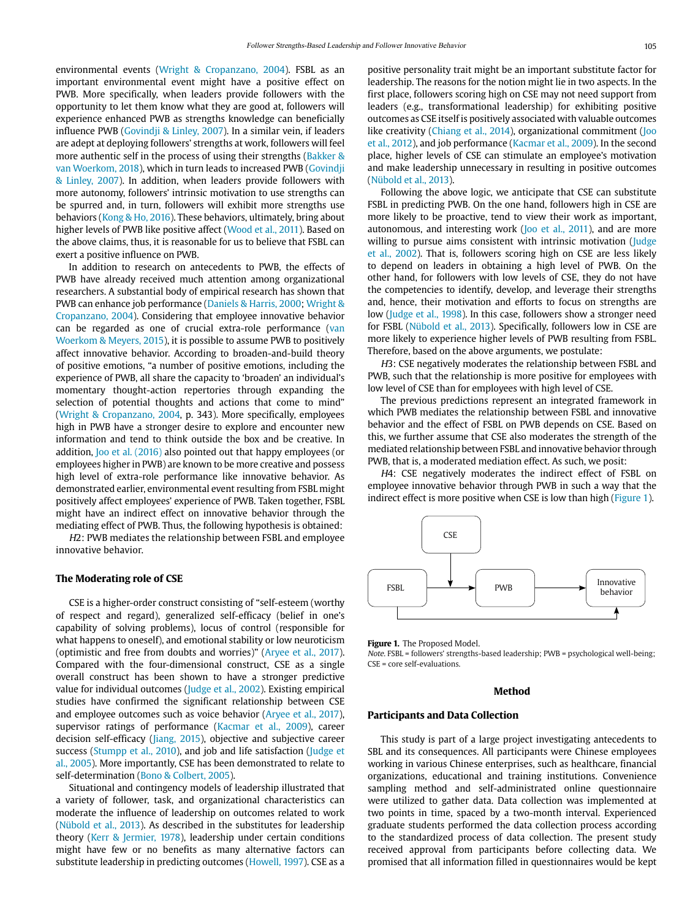environmental events (Wright & Cropanzano, 2004). FSBL as an important environmental event might have a positive effect on PWB. More specifically, when leaders provide followers with the opportunity to let them know what they are good at, followers will experience enhanced PWB as strengths knowledge can beneficially influence PWB (Govindji & Linley, 2007). In a similar vein, if leaders are adept at deploying followers' strengths at work, followers will feel more authentic self in the process of using their strengths (Bakker & van Woerkom, 2018), which in turn leads to increased PWB (Govindji & Linley, 2007). In addition, when leaders provide followers with more autonomy, followers' intrinsic motivation to use strengths can be spurred and, in turn, followers will exhibit more strengths use behaviors (Kong & Ho, 2016). These behaviors, ultimately, bring about higher levels of PWB like positive affect (Wood et al., 2011). Based on the above claims, thus, it is reasonable for us to believe that FSBL can exert a positive influence on PWB.

In addition to research on antecedents to PWB, the effects of PWB have already received much attention among organizational researchers. A substantial body of empirical research has shown that PWB can enhance job performance (Daniels & Harris, 2000; Wright & Cropanzano, 2004). Considering that employee innovative behavior can be regarded as one of crucial extra-role performance (van Woerkom & Meyers, 2015), it is possible to assume PWB to positively affect innovative behavior. According to broaden-and-build theory of positive emotions, "a number of positive emotions, including the experience of PWB, all share the capacity to 'broaden' an individual's momentary thought-action repertories through expanding the selection of potential thoughts and actions that come to mind" (Wright & Cropanzano, 2004, p. 343). More specifically, employees high in PWB have a stronger desire to explore and encounter new information and tend to think outside the box and be creative. In addition, Joo et al. (2016) also pointed out that happy employees (or employees higher in PWB) are known to be more creative and possess high level of extra-role performance like innovative behavior. As demonstrated earlier, environmental event resulting from FSBL might positively affect employees' experience of PWB. Taken together, FSBL might have an indirect effect on innovative behavior through the mediating effect of PWB. Thus, the following hypothesis is obtained:

*H2*: PWB mediates the relationship between FSBL and employee innovative behavior.

### The Moderating role of CSE

CSE is a higher-order construct consisting of "self-esteem (worthy of respect and regard), generalized self-efficacy (belief in one's capability of solving problems), locus of control (responsible for what happens to oneself), and emotional stability or low neuroticism (optimistic and free from doubts and worries)" (Aryee et al., 2017). Compared with the four-dimensional construct, CSE as a single overall construct has been shown to have a stronger predictive value for individual outcomes (Judge et al., 2002). Existing empirical studies have confirmed the significant relationship between CSE and employee outcomes such as voice behavior (Aryee et al., 2017), supervisor ratings of performance (Kacmar et al., 2009), career decision self-efficacy (Jiang, 2015), objective and subjective career success (Stumpp et al., 2010), and job and life satisfaction (Judge et al., 2005). More importantly, CSE has been demonstrated to relate to self-determination (Bono & Colbert, 2005).

Situational and contingency models of leadership illustrated that a variety of follower, task, and organizational characteristics can moderate the influence of leadership on outcomes related to work (Nübold et al., 2013). As described in the substitutes for leadership theory (Kerr & Jermier, 1978), leadership under certain conditions might have few or no benefits as many alternative factors can substitute leadership in predicting outcomes (Howell, 1997). CSE as a positive personality trait might be an important substitute factor for leadership. The reasons for the notion might lie in two aspects. In the first place, followers scoring high on CSE may not need support from leaders (e.g., transformational leadership) for exhibiting positive outcomes as CSE itself is positively associated with valuable outcomes like creativity (Chiang et al., 2014), organizational commitment (Joo et al., 2012), and job performance (Kacmar et al., 2009). In the second place, higher levels of CSE can stimulate an employee's motivation and make leadership unnecessary in resulting in positive outcomes (Nübold et al., 2013).

Following the above logic, we anticipate that CSE can substitute FSBL in predicting PWB. On the one hand, followers high in CSE are more likely to be proactive, tend to view their work as important, autonomous, and interesting work (Joo et al., 2011), and are more willing to pursue aims consistent with intrinsic motivation (Judge et al., 2002). That is, followers scoring high on CSE are less likely to depend on leaders in obtaining a high level of PWB. On the other hand, for followers with low levels of CSE, they do not have the competencies to identify, develop, and leverage their strengths and, hence, their motivation and efforts to focus on strengths are low (Judge et al., 1998). In this case, followers show a stronger need for FSBL (Nübold et al., 2013). Specifically, followers low in CSE are more likely to experience higher levels of PWB resulting from FSBL. Therefore, based on the above arguments, we postulate:

*H3*: CSE negatively moderates the relationship between FSBL and PWB, such that the relationship is more positive for employees with low level of CSE than for employees with high level of CSE.

The previous predictions represent an integrated framework in which PWB mediates the relationship between FSBL and innovative behavior and the effect of FSBL on PWB depends on CSE. Based on this, we further assume that CSE also moderates the strength of the mediated relationship between FSBL and innovative behavior through PWB, that is, a moderated mediation effect. As such, we posit:

*H4*: CSE negatively moderates the indirect effect of FSBL on employee innovative behavior through PWB in such a way that the indirect effect is more positive when CSE is low than high (Figure 1).

**Figure 1.** The Proposed Model.
*Note*. FSBL = followers' strengths-based leadership; PWB = psychological well-being; CSE = core self-evaluations.

## Method

### Participants and Data Collection

This study is part of a large project investigating antecedents to SBL and its consequences. All participants were Chinese employees working in various Chinese enterprises, such as healthcare, financial organizations, educational and training institutions. Convenience sampling method and self-administrated online questionnaire were utilized to gather data. Data collection was implemented at two points in time, spaced by a two-month interval. Experienced graduate students performed the data collection process according to the standardized process of data collection. The present study received approval from participants before collecting data. We promised that all information filled in questionnaires would be kept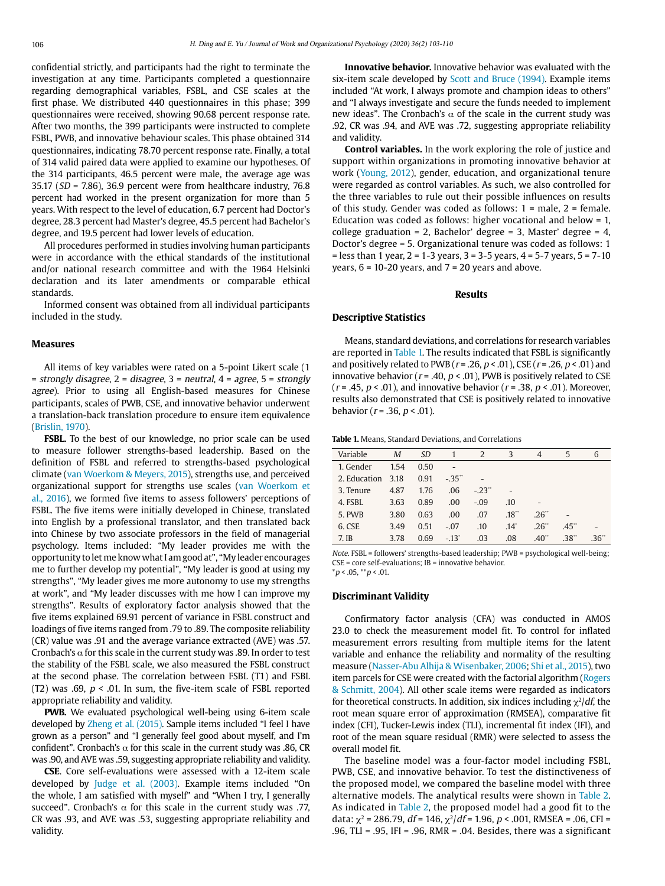confidential strictly, and participants had the right to terminate the investigation at any time. Participants completed a questionnaire regarding demographical variables, FSBL, and CSE scales at the first phase. We distributed 440 questionnaires in this phase; 399 questionnaires were received, showing 90.68 percent response rate. After two months, the 399 participants were instructed to complete FSBL, PWB, and innovative behaviour scales. This phase obtained 314 questionnaires, indicating 78.70 percent response rate. Finally, a total of 314 valid paired data were applied to examine our hypotheses. Of the 314 participants, 46.5 percent were male, the average age was 35.17 (*SD* = 7.86), 36.9 percent were from healthcare industry, 76.8 percent had worked in the present organization for more than 5 years. With respect to the level of education, 6.7 percent had Doctor's degree, 28.3 percent had Master's degree, 45.5 percent had Bachelor's degree, and 19.5 percent had lower levels of education.

All procedures performed in studies involving human participants were in accordance with the ethical standards of the institutional and/or national research committee and with the 1964 Helsinki declaration and its later amendments or comparable ethical standards.

Informed consent was obtained from all individual participants included in the study.

### Measures

All items of key variables were rated on a 5-point Likert scale (1 = *strongly disagree*, 2 = *disagree*, 3 = *neutral*, 4 = *agree*, 5 = *strongly agree*). Prior to using all English-based measures for Chinese participants, scales of PWB, CSE, and innovative behavior underwent a translation-back translation procedure to ensure item equivalence (Brislin, 1970).

**FSBL.** To the best of our knowledge, no prior scale can be used to measure follower strengths-based leadership. Based on the definition of FSBL and referred to strengths-based psychological climate (van Woerkom & Meyers, 2015), strengths use, and perceived organizational support for strengths use scales (van Woerkom et al., 2016), we formed five items to assess followers' perceptions of FSBL. The five items were initially developed in Chinese, translated into English by a professional translator, and then translated back into Chinese by two associate professors in the field of managerial psychology. Items included: "My leader provides me with the opportunity to let me know what I am good at", "My leader encourages me to further develop my potential", "My leader is good at using my strengths", "My leader gives me more autonomy to use my strengths at work", and "My leader discusses with me how I can improve my strengths". Results of exploratory factor analysis showed that the five items explained 69.91 percent of variance in FSBL construct and loadings of five items ranged from .79 to .89. The composite reliability (CR) value was .91 and the average variance extracted (AVE) was .57. Cronbach's α for this scale in the current study was .89. In order to test the stability of the FSBL scale, we also measured the FSBL construct at the second phase. The correlation between FSBL (T1) and FSBL (T2) was .69, $p$ < .01. In sum, the five-item scale of FSBL reported appropriate reliability and validity.

**PWB.** We evaluated psychological well-being using 6-item scale developed by Zheng et al. (2015). Sample items included "I feel I have grown as a person" and "I generally feel good about myself, and I'm confident". Cronbach's α for this scale in the current study was .86, CR was .90, and AVE was .59, suggesting appropriate reliability and validity.

**CSE**. Core self-evaluations were assessed with a 12-item scale developed by Judge et al. (2003). Example items included "On the whole, I am satisfied with myself" and "When I try, I generally succeed". Cronbach's α for this scale in the current study was .77, CR was .93, and AVE was .53, suggesting appropriate reliability and validity.

**Innovative behavior.** Innovative behavior was evaluated with the six-item scale developed by Scott and Bruce (1994). Example items included "At work, I always promote and champion ideas to others" and "I always investigate and secure the funds needed to implement new ideas". The Cronbach's α of the scale in the current study was .92, CR was .94, and AVE was .72, suggesting appropriate reliability and validity.

**Control variables.** In the work exploring the role of justice and support within organizations in promoting innovative behavior at work (Young, 2012), gender, education, and organizational tenure were regarded as control variables. As such, we also controlled for the three variables to rule out their possible influences on results of this study. Gender was coded as follows: 1 = male, 2 = female. Education was coded as follows: higher vocational and below = 1, college graduation = 2, Bachelor' degree = 3, Master' degree = 4, Doctor's degree = 5. Organizational tenure was coded as follows: 1 = less than 1 year, 2 = 1-3 years, 3 = 3-5 years, 4 = 5-7 years, 5 = 7-10 years, 6 = 10-20 years, and 7 = 20 years and above.

## Results

### Descriptive Statistics

Means, standard deviations, and correlations for research variables are reported in Table 1. The results indicated that FSBL is significantly and positively related to PWB ($r$ = .26, $p$ < .01), CSE ($r$ = .26, $p$ < .01) and innovative behavior ($r$ = .40, $p$ < .01), PWB is positively related to CSE ($r$ = .45, $p$ < .01), and innovative behavior ($r$ = .38, $p$ < .01). Moreover, results also demonstrated that CSE is positively related to innovative behavior ($r$ = .36, $p$ < .01).

**Table 1.** Means, Standard Deviations, and Correlations

| Variable | *M* | *SD* | 1 | 2 | 3 | 4 | 5 | 6 |
|---|---|---|---|---|---|---|---|---|
| 1. Gender | 1.54 | 0.50 | - | | | | | |
| 2. Education | 3.18 | 0.91 | -.35** | - | | | | |
| 3. Tenure | 4.87 | 1.76 | .06 | -.23** | - | | | |
| 4. FSBL | 3.63 | 0.89 | .00 | -.09 | .10 | - | | |
| 5. PWB | 3.80 | 0.63 | .00 | .07 | .18** | .26** | - | |
| 6. CSE | 3.49 | 0.51 | -.07 | .10 | .14* | .26** | .45** | - |
| 7. IB | 3.78 | 0.69 | -.13* | .03 | .08 | .40** | .38** | .36** |

*Note.* FSBL = followers' strengths-based leadership; PWB = psychological well-being; CSE = core self-evaluations; IB = innovative behavior.
*$p$ < .05, **$p$ < .01.

### Discriminant Validity

Confirmatory factor analysis (CFA) was conducted in AMOS 23.0 to check the measurement model fit. To control for inflated measurement errors resulting from multiple items for the latent variable and enhance the reliability and normality of the resulting measure (Nasser-Abu Alhija & Wisenbaker, 2006; Shi et al., 2015), two item parcels for CSE were created with the factorial algorithm (Rogers & Schmitt, 2004). All other scale items were regarded as indicators for theoretical constructs. In addition, six indices including $\chi^2/df$, the root mean square error of approximation (RMSEA), comparative fit index (CFI), Tucker-Lewis index (TLI), incremental fit index (IFI), and root of the mean square residual (RMR) were selected to assess the overall model fit.

The baseline model was a four-factor model including FSBL, PWB, CSE, and innovative behavior. To test the distinctiveness of the proposed model, we compared the baseline model with three alternative models. The analytical results were shown in Table 2. As indicated in Table 2, the proposed model had a good fit to the data: $\chi^2$ = 286.79, $df$ = 146, $\chi^2/df$ = 1.96, $p$ < .001, RMSEA = .06, CFI = .96, TLI = .95, IFI = .96, RMR = .04. Besides, there was a significant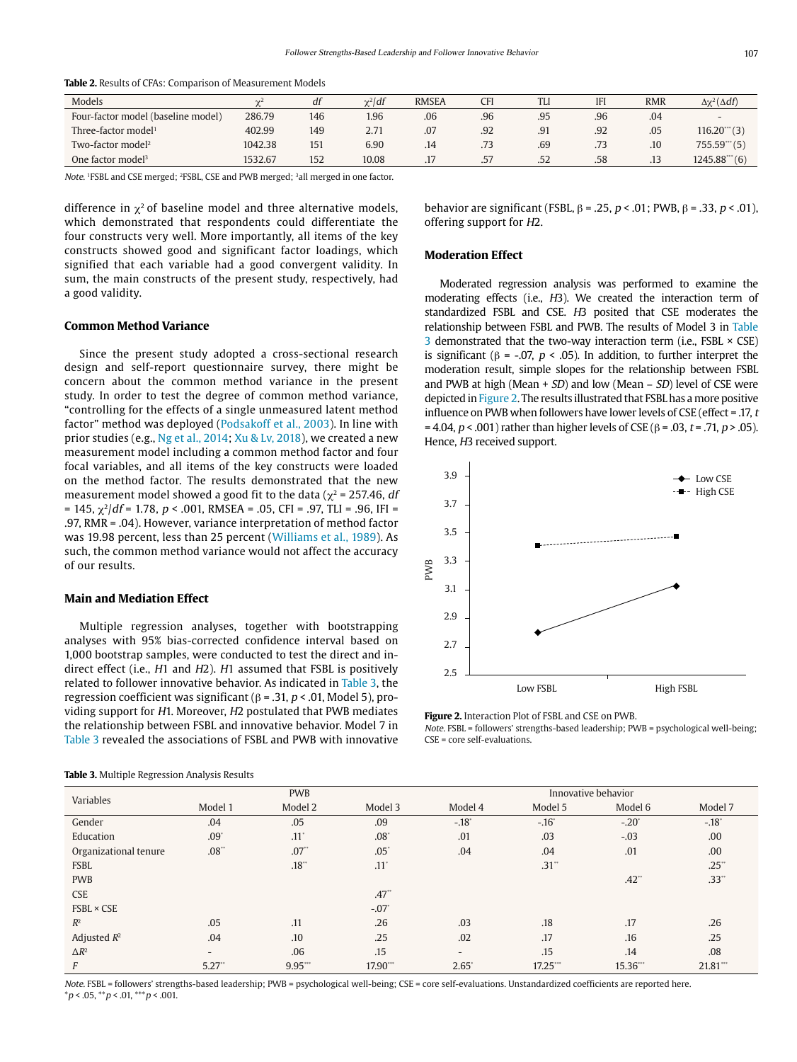**Table 2.** Results of CFAs: Comparison of Measurement Models

| Models | $\chi^2$ | *df* | $\chi^2/df$ | RMSEA | CFI | TLI | IFI | RMR | $\Delta\chi^2(\Delta df)$ |
|---|---|---|---|---|---|---|---|---|---|
| Four-factor model (baseline model) | 286.79 | 146 | 1.96 | .06 | .96 | .95 | .96 | .04 | - |
| Three-factor model[1] | 402.99 | 149 | 2.71 | .07 | .92 | .91 | .92 | .05 | 116.20***(3) |
| Two-factor model[2] | 1042.38 | 151 | 6.90 | .14 | .73 | .69 | .73 | .10 | 755.59***(5) |
| One factor model[3] | 1532.67 | 152 | 10.08 | .17 | .57 | .52 | .58 | .13 | 1245.88***(6) |

*Note.* [1]FSBL and CSE merged; [2]FSBL, CSE and PWB merged; [3]all merged in one factor.

difference in $\chi^2$ of baseline model and three alternative models, which demonstrated that respondents could differentiate the four constructs very well. More importantly, all items of the key constructs showed good and significant factor loadings, which signified that each variable had a good convergent validity. In sum, the main constructs of the present study, respectively, had a good validity.

### Common Method Variance

Since the present study adopted a cross-sectional research design and self-report questionnaire survey, there might be concern about the common method variance in the present study. In order to test the degree of common method variance, "controlling for the effects of a single unmeasured latent method factor" method was deployed (Podsakoff et al., 2003). In line with prior studies (e.g., Ng et al., 2014; Xu & Lv, 2018), we created a new measurement model including a common method factor and four focal variables, and all items of the key constructs were loaded on the method factor. The results demonstrated that the new measurement model showed a good fit to the data ($\chi^2$ = 257.46, *df* = 145, $\chi^2/df$ = 1.78, $p < .001$, RMSEA = .05, CFI = .97, TLI = .96, IFI = .97, RMR = .04). However, variance interpretation of method factor was 19.98 percent, less than 25 percent (Williams et al., 1989). As such, the common method variance would not affect the accuracy of our results.

### Main and Mediation Effect

Multiple regression analyses, together with bootstrapping analyses with 95% bias-corrected confidence interval based on 1,000 bootstrap samples, were conducted to test the direct and indirect effect (i.e., *H*1 and *H*2). *H*1 assumed that FSBL is positively related to follower innovative behavior. As indicated in Table 3, the regression coefficient was significant ($\beta$ = .31, $p < .01$, Model 5), providing support for *H*1. Moreover, *H*2 postulated that PWB mediates the relationship between FSBL and innovative behavior. Model 7 in Table 3 revealed the associations of FSBL and PWB with innovative behavior are significant (FSBL, $\beta$ = .25, $p < .01$; PWB, $\beta$ = .33, $p < .01$), offering support for *H*2.

### Moderation Effect

Moderated regression analysis was performed to examine the moderating effects (i.e., *H*3). We created the interaction term of standardized FSBL and CSE. *H*3 posited that CSE moderates the relationship between FSBL and PWB. The results of Model 3 in Table 3 demonstrated that the two-way interaction term (i.e., FSBL × CSE) is significant ($\beta$ = -.07, $p < .05$). In addition, to further interpret the moderation result, simple slopes for the relationship between FSBL and PWB at high (Mean + *SD*) and low (Mean – *SD*) level of CSE were depicted in Figure 2. The results illustrated that FSBL has a more positive influence on PWB when followers have lower levels of CSE (effect = .17, *t* = 4.04, $p < .001$) rather than higher levels of CSE ($\beta$ = .03, *t* = .71, $p > .05$). Hence, *H*3 received support.

**Figure 2.** Interaction Plot of FSBL and CSE on PWB.
*Note.* FSBL = followers' strengths-based leadership; PWB = psychological well-being; CSE = core self-evaluations.

**Table 3.** Multiple Regression Analysis Results

| Variables | PWB | | | Innovative behavior | | | |
|---|---|---|---|---|---|---|---|
| | Model 1 | Model 2 | Model 3 | Model 4 | Model 5 | Model 6 | Model 7 |
| Gender | .04 | .05 | .09 | -.18* | -.16* | -.20* | -.18* |
| Education | .09* | .11* | .08* | .01 | .03 | -.03 | .00 |
| Organizational tenure | .08** | .07** | .05* | .04 | .04 | .01 | .00 |
| FSBL | | .18** | .11* | | .31** | | .25** |
| PWB | | | | | | .42** | .33** |
| CSE | | | .47** | | | | |
| FSBL × CSE | | | -.07* | | | | |
| $R^2$ | .05 | .11 | .26 | .03 | .18 | .17 | .26 |
| Adjusted $R^2$ | .04 | .10 | .25 | .02 | .17 | .16 | .25 |
| $\Delta R^2$ | - | .06 | .15 | - | .15 | .14 | .08 |
| *F* | 5.27** | 9.95*** | 17.90*** | 2.65* | 17.25*** | 15.36*** | 21.81*** |

*Note.* FSBL = followers' strengths-based leadership; PWB = psychological well-being; CSE = core self-evaluations. Unstandardized coefficients are reported here.
*$p < .05$, **$p < .01$, ***$p < .001$.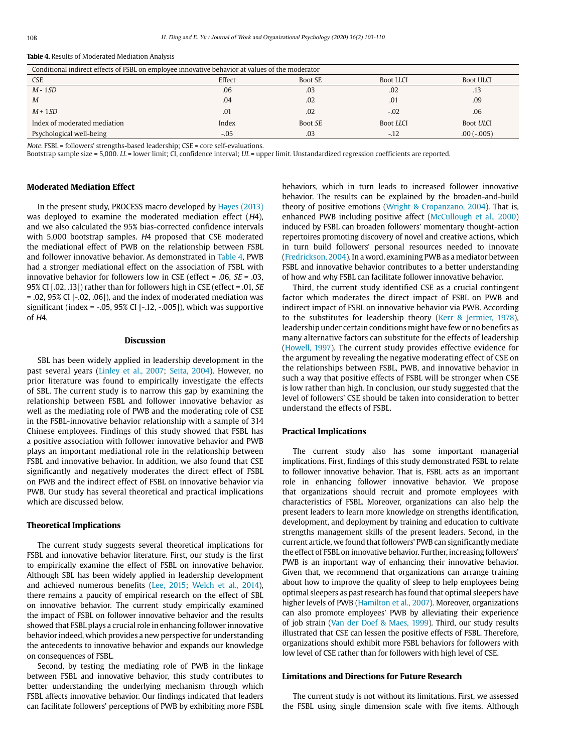**Table 4.** Results of Moderated Mediation Analysis

| Conditional indirect effects of FSBL on employee innovative behavior at values of the moderator | | | | |
|---|---|---|---|---|
| CSE | Effect | Boot SE | Boot LLCI | Boot ULCI |
| *M* - 1*SD* | .06 | .03 | .02 | .13 |
| *M* | .04 | .02 | .01 | .09 |
| *M* + 1*SD* | .01 | .02 | -.02 | .06 |
| Index of moderated mediation | Index | Boot *SE* | Boot *LLCI* | Boot *ULCI* |
| Psychological well-being | -.05 | .03 | -.12 | .00 (-.005) |

*Note.* FSBL = followers' strengths-based leadership; CSE = core self-evaluations.
Bootstrap sample size = 5,000. *LL* = lower limit; CI, confidence interval; *UL* = upper limit. Unstandardized regression coefficients are reported.

### Moderated Mediation Effect

In the present study, PROCESS macro developed by Hayes (2013) was deployed to examine the moderated mediation effect (*H*4), and we also calculated the 95% bias-corrected confidence intervals with 5,000 bootstrap samples. *H*4 proposed that CSE moderated the mediational effect of PWB on the relationship between FSBL and follower innovative behavior. As demonstrated in Table 4, PWB had a stronger mediational effect on the association of FSBL with innovative behavior for followers low in CSE (effect = .06, *SE* = .03, 95% CI [.02, .13]) rather than for followers high in CSE (effect = .01, *SE* = .02, 95% CI [-.02, .06]), and the index of moderated mediation was significant (index = -.05, 95% CI [-.12, -.005]), which was supportive of *H*4.

## Discussion

SBL has been widely applied in leadership development in the past several years (Linley et al., 2007; Seita, 2004). However, no prior literature was found to empirically investigate the effects of SBL. The current study is to narrow this gap by examining the relationship between FSBL and follower innovative behavior as well as the mediating role of PWB and the moderating role of CSE in the FSBL-innovative behavior relationship with a sample of 314 Chinese employees. Findings of this study showed that FSBL has a positive association with follower innovative behavior and PWB plays an important mediational role in the relationship between FSBL and innovative behavior. In addition, we also found that CSE significantly and negatively moderates the direct effect of FSBL on PWB and the indirect effect of FSBL on innovative behavior via PWB. Our study has several theoretical and practical implications which are discussed below.

### Theoretical Implications

The current study suggests several theoretical implications for FSBL and innovative behavior literature. First, our study is the first to empirically examine the effect of FSBL on innovative behavior. Although SBL has been widely applied in leadership development and achieved numerous benefits (Lee, 2015; Welch et al., 2014), there remains a paucity of empirical research on the effect of SBL on innovative behavior. The current study empirically examined the impact of FSBL on follower innovative behavior and the results showed that FSBL plays a crucial role in enhancing follower innovative behavior indeed, which provides a new perspective for understanding the antecedents to innovative behavior and expands our knowledge on consequences of FSBL.

Second, by testing the mediating role of PWB in the linkage between FSBL and innovative behavior, this study contributes to better understanding the underlying mechanism through which FSBL affects innovative behavior. Our findings indicated that leaders can facilitate followers' perceptions of PWB by exhibiting more FSBL behaviors, which in turn leads to increased follower innovative behavior. The results can be explained by the broaden-and-build theory of positive emotions (Wright & Cropanzano, 2004). That is, enhanced PWB including positive affect (McCullough et al., 2000) induced by FSBL can broaden followers' momentary thought-action repertoires promoting discovery of novel and creative actions, which in turn build followers' personal resources needed to innovate (Fredrickson, 2004). In a word, examining PWB as a mediator between FSBL and innovative behavior contributes to a better understanding of how and why FSBL can facilitate follower innovative behavior.

Third, the current study identified CSE as a crucial contingent factor which moderates the direct impact of FSBL on PWB and indirect impact of FSBL on innovative behavior via PWB. According to the substitutes for leadership theory (Kerr & Jermier, 1978), leadership under certain conditions might have few or no benefits as many alternative factors can substitute for the effects of leadership (Howell, 1997). The current study provides effective evidence for the argument by revealing the negative moderating effect of CSE on the relationships between FSBL, PWB, and innovative behavior in such a way that positive effects of FSBL will be stronger when CSE is low rather than high. In conclusion, our study suggested that the level of followers' CSE should be taken into consideration to better understand the effects of FSBL.

### Practical Implications

The current study also has some important managerial implications. First, findings of this study demonstrated FSBL to relate to follower innovative behavior. That is, FSBL acts as an important role in enhancing follower innovative behavior. We propose that organizations should recruit and promote employees with characteristics of FSBL. Moreover, organizations can also help the present leaders to learn more knowledge on strengths identification, development, and deployment by training and education to cultivate strengths management skills of the present leaders. Second, in the current article, we found that followers' PWB can significantly mediate the effect of FSBL on innovative behavior. Further, increasing followers' PWB is an important way of enhancing their innovative behavior. Given that, we recommend that organizations can arrange training about how to improve the quality of sleep to help employees being optimal sleepers as past research has found that optimal sleepers have higher levels of PWB (Hamilton et al., 2007). Moreover, organizations can also promote employees' PWB by alleviating their experience of job strain (Van der Doef & Maes, 1999). Third, our study results illustrated that CSE can lessen the positive effects of FSBL. Therefore, organizations should exhibit more FSBL behaviors for followers with low level of CSE rather than for followers with high level of CSE.

### Limitations and Directions for Future Research

The current study is not without its limitations. First, we assessed the FSBL using single dimension scale with five items. Although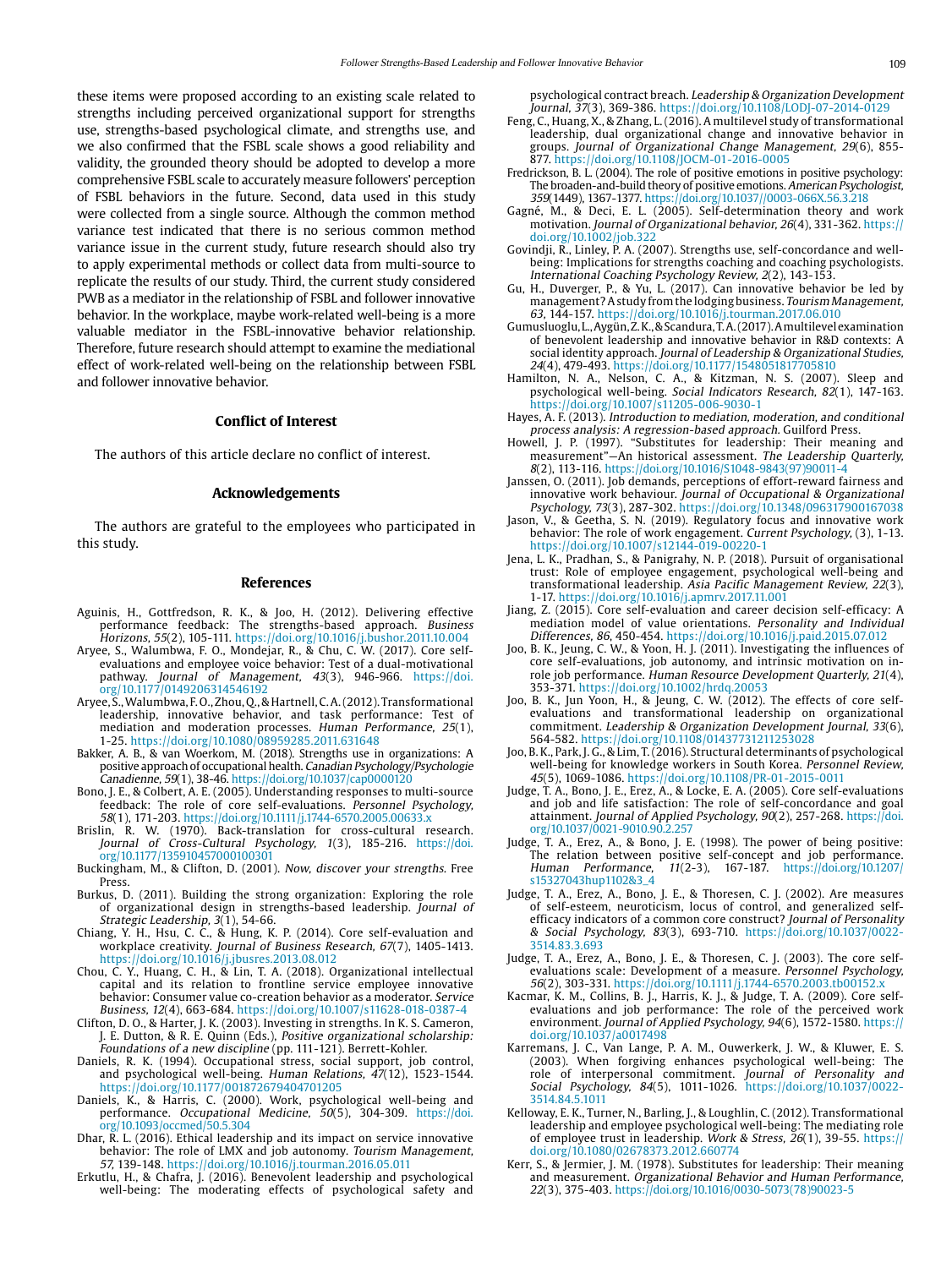these items were proposed according to an existing scale related to strengths including perceived organizational support for strengths use, strengths-based psychological climate, and strengths use, and we also confirmed that the FSBL scale shows a good reliability and validity, the grounded theory should be adopted to develop a more comprehensive FSBL scale to accurately measure followers' perception of FSBL behaviors in the future. Second, data used in this study were collected from a single source. Although the common method variance test indicated that there is no serious common method variance issue in the current study, future research should also try to apply experimental methods or collect data from multi-source to replicate the results of our study. Third, the current study considered PWB as a mediator in the relationship of FSBL and follower innovative behavior. In the workplace, maybe work-related well-being is a more valuable mediator in the FSBL-innovative behavior relationship. Therefore, future research should attempt to examine the mediational effect of work-related well-being on the relationship between FSBL and follower innovative behavior.

## Conflict of Interest

The authors of this article declare no conflict of interest.

## Acknowledgements

The authors are grateful to the employees who participated in this study.

## References

Aguinis, H., Gottfredson, R. K., & Joo, H. (2012). Delivering effective performance feedback: The strengths-based approach. *Business Horizons, 55*(2), 105-111. https://doi.org/10.1016/j.bushor.2011.10.004

Aryee, S., Walumbwa, F. O., Mondejar, R., & Chu, C. W. (2017). Core self-evaluations and employee voice behavior: Test of a dual-motivational pathway. *Journal of Management, 43*(3), 946-966. https://doi.org/10.1177/0149206314546192

Aryee, S., Walumbwa, F. O., Zhou, Q., & Hartnell, C. A. (2012). Transformational leadership, innovative behavior, and task performance: Test of mediation and moderation processes. *Human Performance, 25*(1), 1-25. https://doi.org/10.1080/08959285.2011.631648

Bakker, A. B., & van Woerkom, M. (2018). Strengths use in organizations: A positive approach of occupational health. *Canadian Psychology/Psychologie Canadienne, 59*(1), 38-46. https://doi.org/10.1037/cap0000120

Bono, J. E., & Colbert, A. E. (2005). Understanding responses to multi-source feedback: The role of core self-evaluations. *Personnel Psychology, 58*(1), 171-203. https://doi.org/10.1111/j.1744-6570.2005.00633.x

Brislin, R. W. (1970). Back-translation for cross-cultural research. *Journal of Cross-Cultural Psychology, 1*(3), 185-216. https://doi.org/10.1177/135910457000100301

Buckingham, M., & Clifton, D. (2001). *Now, discover your strengths*. Free Press.

Burkus, D. (2011). Building the strong organization: Exploring the role of organizational design in strengths-based leadership. *Journal of Strategic Leadership, 3*(1), 54-66.

Chiang, Y. H., Hsu, C. C., & Hung, K. P. (2014). Core self-evaluation and workplace creativity. *Journal of Business Research, 67*(7), 1405-1413. https://doi.org/10.1016/j.jbusres.2013.08.012

Chou, C. Y., Huang, C. H., & Lin, T. A. (2018). Organizational intellectual capital and its relation to frontline service employee innovative behavior: Consumer value co-creation behavior as a moderator. *Service Business, 12*(4), 663-684. https://doi.org/10.1007/s11628-018-0387-4

Clifton, D. O., & Harter, J. K. (2003). Investing in strengths. In K. S. Cameron, J. E. Dutton, & R. E. Quinn (Eds.), *Positive organizational scholarship: Foundations of a new discipline* (pp. 111-121). Berrett-Kohler.

Daniels, R. K. (1994). Occupational stress, social support, job control, and psychological well-being. *Human Relations, 47*(12), 1523-1544. https://doi.org/10.1177/001872679404701205

Daniels, K., & Harris, C. (2000). Work, psychological well-being and performance. *Occupational Medicine, 50*(5), 304-309. https://doi.org/10.1093/occmed/50.5.304

Dhar, R. L. (2016). Ethical leadership and its impact on service innovative behavior: The role of LMX and job autonomy. *Tourism Management, 57*, 139-148. https://doi.org/10.1016/j.tourman.2016.05.011

Erkutlu, H., & Chafra, J. (2016). Benevolent leadership and psychological well-being: The moderating effects of psychological safety and psychological contract breach. *Leadership & Organization Development Journal, 37*(3), 369-386. https://doi.org/10.1108/LODJ-07-2014-0129

Feng, C., Huang, X., & Zhang, L. (2016). A multilevel study of transformational leadership, dual organizational change and innovative behavior in groups. *Journal of Organizational Change Management, 29*(6), 855-877. https://doi.org/10.1108/JOCM-01-2016-0005

Fredrickson, B. L. (2004). The role of positive emotions in positive psychology: The broaden-and-build theory of positive emotions. *American Psychologist, 359*(1449), 1367-1377. https://doi.org/10.1037//0003-066X.56.3.218

Gagné, M., & Deci, E. L. (2005). Self-determination theory and work motivation. *Journal of Organizational behavior, 26*(4), 331-362. https://doi.org/10.1002/job.322

Govindji, R., Linley, P. A. (2007). Strengths use, self-concordance and well-being: Implications for strengths coaching and coaching psychologists. *International Coaching Psychology Review, 2*(2), 143-153.

Gu, H., Duverger, P., & Yu, L. (2017). Can innovative behavior be led by management? A study from the lodging business. *Tourism Management, 63*, 144-157. https://doi.org/10.1016/j.tourman.2017.06.010

Gumusluoglu, L., Aygün, Z. K., & Scandura, T. A. (2017). A multilevel examination of benevolent leadership and innovative behavior in R&D contexts: A social identity approach. *Journal of Leadership & Organizational Studies, 24*(4), 479-493. https://doi.org/10.1177/1548051817705810

Hamilton, N. A., Nelson, C. A., & Kitzman, N. S. (2007). Sleep and psychological well-being. *Social Indicators Research, 82*(1), 147-163. https://doi.org/10.1007/s11205-006-9030-1

Hayes, A. F. (2013). *Introduction to mediation, moderation, and conditional process analysis: A regression-based approach*. Guilford Press.

Howell, J. P. (1997). "Substitutes for leadership: Their meaning and measurement"—An historical assessment. *The Leadership Quarterly, 8*(2), 113-116. https://doi.org/10.1016/S1048-9843(97)90011-4

Janssen, O. (2011). Job demands, perceptions of effort-reward fairness and innovative work behaviour. *Journal of Occupational & Organizational Psychology, 73*(3), 287-302. https://doi.org/10.1348/096317900167038

Jason, V., & Geetha, S. N. (2019). Regulatory focus and innovative work behavior: The role of work engagement. *Current Psychology*, (3), 1-13. https://doi.org/10.1007/s12144-019-00220-1

Jena, L. K., Pradhan, S., & Panigrahy, N. P. (2018). Pursuit of organisational trust: Role of employee engagement, psychological well-being and transformational leadership. *Asia Pacific Management Review, 22*(3), 1-17. https://doi.org/10.1016/j.apmrv.2017.11.001

Jiang, Z. (2015). Core self-evaluation and career decision self-efficacy: A mediation model of value orientations. *Personality and Individual Differences, 86*, 450-454. https://doi.org/10.1016/j.paid.2015.07.012

Joo, B. K., Jeung, C. W., & Yoon, H. J. (2011). Investigating the influences of core self-evaluations, job autonomy, and intrinsic motivation on in-role job performance. *Human Resource Development Quarterly, 21*(4), 353-371. https://doi.org/10.1002/hrdq.20053

Joo, B. K., Jun Yoon, H., & Jeung, C. W. (2012). The effects of core self-evaluations and transformational leadership on organizational commitment. *Leadership & Organization Development Journal, 33*(6), 564-582. https://doi.org/10.1108/01437731211253028

Joo, B. K., Park, J. G., & Lim, T. (2016). Structural determinants of psychological well-being for knowledge workers in South Korea. *Personnel Review, 45*(5), 1069-1086. https://doi.org/10.1108/PR-01-2015-0011

Judge, T. A., Bono, J. E., Erez, A., & Locke, E. A. (2005). Core self-evaluations and job and life satisfaction: The role of self-concordance and goal attainment. *Journal of Applied Psychology, 90*(2), 257-268. https://doi.org/10.1037/0021-9010.90.2.257

Judge, T. A., Erez, A., & Bono, J. E. (1998). The power of being positive: The relation between positive self-concept and job performance. *Human Performance, 11*(2-3), 167-187. https://doi.org/10.1207/s15327043hup1102&3_4

Judge, T. A., Erez, A., Bono, J. E., & Thoresen, C. J. (2002). Are measures of self-esteem, neuroticism, locus of control, and generalized self-efficacy indicators of a common core construct? *Journal of Personality & Social Psychology, 83*(3), 693-710. https://doi.org/10.1037/0022-3514.83.3.693

Judge, T. A., Erez, A., Bono, J. E., & Thoresen, C. J. (2003). The core self-evaluations scale: Development of a measure. *Personnel Psychology, 56*(2), 303-331. https://doi.org/10.1111/j.1744-6570.2003.tb00152.x

Kacmar, K. M., Collins, B. J., Harris, K. J., & Judge, T. A. (2009). Core self-evaluations and job performance: The role of the perceived work environment. *Journal of Applied Psychology, 94*(6), 1572-1580. https://doi.org/10.1037/a0017498

Karremans, J. C., Van Lange, P. A. M., Ouwerkerk, J. W., & Kluwer, E. S. (2003). When forgiving enhances psychological well-being: The role of interpersonal commitment. *Journal of Personality and Social Psychology, 84*(5), 1011-1026. https://doi.org/10.1037/0022-3514.84.5.1011

Kelloway, E. K., Turner, N., Barling, J., & Loughlin, C. (2012). Transformational leadership and employee psychological well-being: The mediating role of employee trust in leadership. *Work & Stress, 26*(1), 39-55. https://doi.org/10.1080/02678373.2012.660774

Kerr, S., & Jermier, J. M. (1978). Substitutes for leadership: Their meaning and measurement. *Organizational Behavior and Human Performance, 22*(3), 375-403. https://doi.org/10.1016/0030-5073(78)90023-5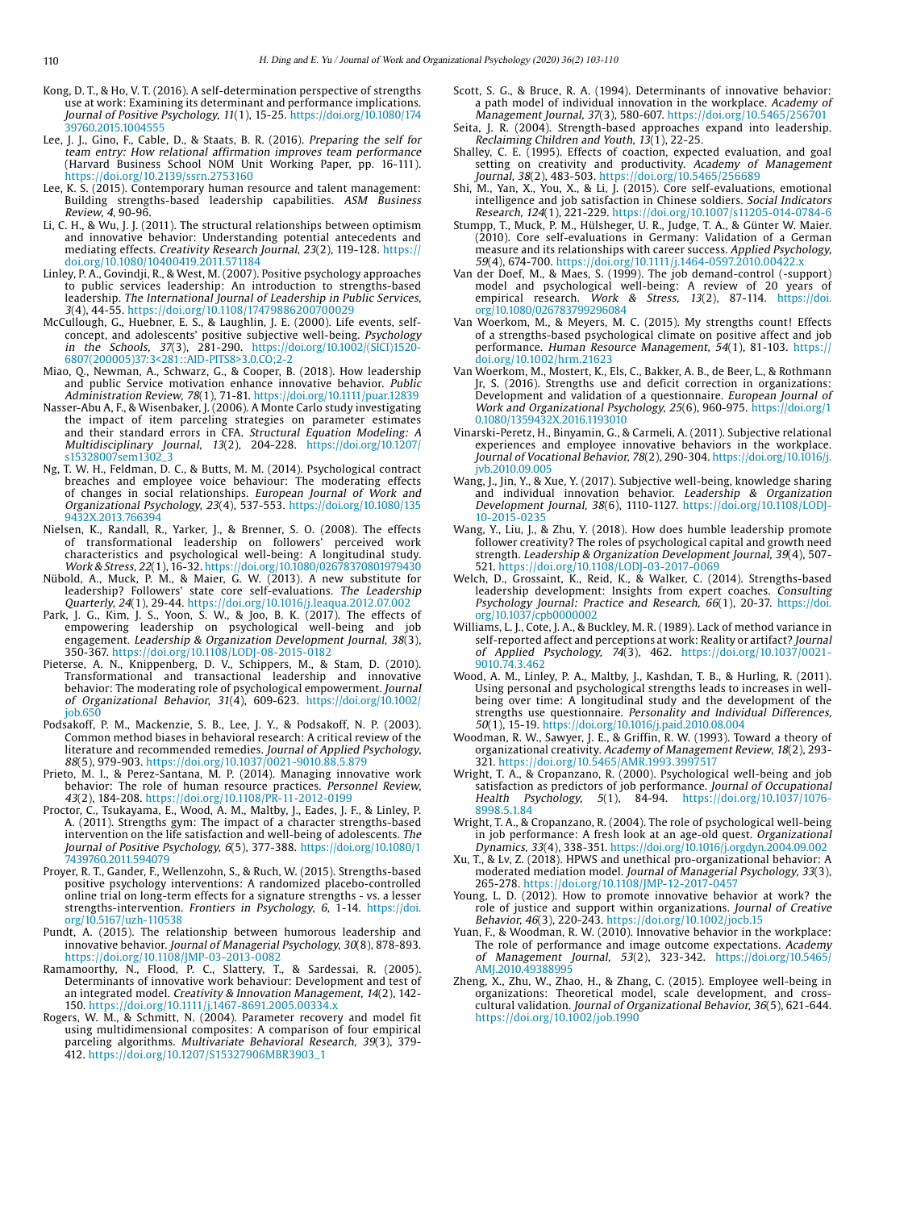Kong, D. T., & Ho, V. T. (2016). A self-determination perspective of strengths use at work: Examining its determinant and performance implications. *Journal of Positive Psychology, 11*(1), 15-25. https://doi.org/10.1080/17439760.2015.1004555

Lee, J. J., Gino, F., Cable, D., & Staats, B. R. (2016). *Preparing the self for team entry: How relational affirmation improves team performance* (Harvard Business School NOM Unit Working Paper, pp. 16-111). https://doi.org/10.2139/ssrn.2753160

Lee, K. S. (2015). Contemporary human resource and talent management: Building strengths-based leadership capabilities. *ASM Business Review, 4*, 90-96.

Li, C. H., & Wu, J. J. (2011). The structural relationships between optimism and innovative behavior: Understanding potential antecedents and mediating effects. *Creativity Research Journal, 23*(2), 119-128. https://doi.org/10.1080/10400419.2011.571184

Linley, P. A., Govindji, R., & West, M. (2007). Positive psychology approaches to public services leadership: An introduction to strengths-based leadership. *The International Journal of Leadership in Public Services, 3*(4), 44-55. https://doi.org/10.1108/17479886200700029

McCullough, G., Huebner, E. S., & Laughlin, J. E. (2000). Life events, self-concept, and adolescents' positive subjective well-being. *Psychology in the Schools, 37*(3), 281-290. https://doi.org/10.1002/(SICI)1520-6807(200005)37:3<281::AID-PITS8>3.0.CO;2-2

Miao, Q., Newman, A., Schwarz, G., & Cooper, B. (2018). How leadership and public Service motivation enhance innovative behavior. *Public Administration Review, 78*(1), 71-81. https://doi.org/10.1111/puar.12839

Nasser-Abu A, F., & Wisenbaker, J. (2006). A Monte Carlo study investigating the impact of item parceling strategies on parameter estimates and their standard errors in CFA. *Structural Equation Modeling: A Multidisciplinary Journal, 13*(2), 204-228. https://doi.org/10.1207/s15328007sem1302_3

Ng, T. W. H., Feldman, D. C., & Butts, M. M. (2014). Psychological contract breaches and employee voice behaviour: The moderating effects of changes in social relationships. *European Journal of Work and Organizational Psychology, 23*(4), 537-553. https://doi.org/10.1080/1359432X.2013.766394

Nielsen, K., Randall, R., Yarker, J., & Brenner, S. O. (2008). The effects of transformational leadership on followers' perceived work characteristics and psychological well-being: A longitudinal study. *Work & Stress, 22*(1), 16-32. https://doi.org/10.1080/02678370801979430

Nübold, A., Muck, P. M., & Maier, G. W. (2013). A new substitute for leadership? Followers' state core self-evaluations. *The Leadership Quarterly, 24*(1), 29-44. https://doi.org/10.1016/j.leaqua.2012.07.002

Park, J. G., Kim, J. S., Yoon, S. W., & Joo, B. K. (2017). The effects of empowering leadership on psychological well-being and job engagement. *Leadership & Organization Development Journal, 38*(3), 350-367. https://doi.org/10.1108/LODJ-08-2015-0182

Pieterse, A. N., Knippenberg, D. V., Schippers, M., & Stam, D. (2010). Transformational and transactional leadership and innovative behavior: The moderating role of psychological empowerment. *Journal of Organizational Behavior, 31*(4), 609-623. https://doi.org/10.1002/job.650

Podsakoff, P. M., Mackenzie, S. B., Lee, J. Y., & Podsakoff, N. P. (2003). Common method biases in behavioral research: A critical review of the literature and recommended remedies. *Journal of Applied Psychology, 88*(5), 979-903. https://doi.org/10.1037/0021-9010.88.5.879

Prieto, M. I., & Perez-Santana, M. P. (2014). Managing innovative work behavior: The role of human resource practices. *Personnel Review, 43*(2), 184-208. https://doi.org/10.1108/PR-11-2012-0199

Proctor, C., Tsukayama, E., Wood, A. M., Maltby, J., Eades, J. F., & Linley, P. A. (2011). Strengths gym: The impact of a character strengths-based intervention on the life satisfaction and well-being of adolescents. *The Journal of Positive Psychology, 6*(5), 377-388. https://doi.org/10.1080/17439760.2011.594079

Proyer, R. T., Gander, F., Wellenzohn, S., & Ruch, W. (2015). Strengths-based positive psychology interventions: A randomized placebo-controlled online trial on long-term effects for a signature strengths - vs. a lesser strengths-intervention. *Frontiers in Psychology, 6*, 1-14. https://doi.org/10.5167/uzh-110538

Pundt, A. (2015). The relationship between humorous leadership and innovative behavior. *Journal of Managerial Psychology, 30*(8), 878-893. https://doi.org/10.1108/JMP-03-2013-0082

Ramamoorthy, N., Flood, P. C., Slattery, T., & Sardessai, R. (2005). Determinants of innovative work behaviour: Development and test of an integrated model. *Creativity & Innovation Management, 14*(2), 142-150. https://doi.org/10.1111/j.1467-8691.2005.00334.x

Rogers, W. M., & Schmitt, N. (2004). Parameter recovery and model fit using multidimensional composites: A comparison of four empirical parceling algorithms. *Multivariate Behavioral Research, 39*(3), 379-412. https://doi.org/10.1207/S15327906MBR3903_1

Scott, S. G., & Bruce, R. A. (1994). Determinants of innovative behavior: a path model of individual innovation in the workplace. *Academy of Management Journal, 37*(3), 580-607. https://doi.org/10.5465/256701

Seita, J. R. (2004). Strength-based approaches expand into leadership. *Reclaiming Children and Youth, 13*(1), 22-25.

Shalley, C. E. (1995). Effects of coaction, expected evaluation, and goal setting on creativity and productivity. *Academy of Management Journal, 38*(2), 483-503. https://doi.org/10.5465/256689

Shi, M., Yan, X., You, X., & Li, J. (2015). Core self-evaluations, emotional intelligence and job satisfaction in Chinese soldiers. *Social Indicators Research, 124*(1), 221-229. https://doi.org/10.1007/s11205-014-0784-6

Stumpp, T., Muck, P. M., Hülsheger, U. R., Judge, T. A., & Günter W. Maier. (2010). Core self-evaluations in Germany: Validation of a German measure and its relationships with career success. *Applied Psychology, 59*(4), 674-700. https://doi.org/10.1111/j.1464-0597.2010.00422.x

Van der Doef, M., & Maes, S. (1999). The job demand-control (-support) model and psychological well-being: A review of 20 years of empirical research. *Work & Stress, 13*(2), 87-114. https://doi.org/10.1080/026783799296084

Van Woerkom, M., & Meyers, M. C. (2015). My strengths count! Effects of a strengths-based psychological climate on positive affect and job performance. *Human Resource Management, 54*(1), 81-103. https://doi.org/10.1002/hrm.21623

Van Woerkom, M., Mostert, K., Els, C., Bakker, A. B., de Beer, L., & Rothmann Jr, S. (2016). Strengths use and deficit correction in organizations: Development and validation of a questionnaire. *European Journal of Work and Organizational Psychology, 25*(6), 960-975. https://doi.org/10.1080/1359432X.2016.1193010

Vinarski-Peretz, H., Binyamin, G., & Carmeli, A. (2011). Subjective relational experiences and employee innovative behaviors in the workplace. *Journal of Vocational Behavior, 78*(2), 290-304. https://doi.org/10.1016/j.jvb.2010.09.005

Wang, J., Jin, Y., & Xue, Y. (2017). Subjective well-being, knowledge sharing and individual innovation behavior. *Leadership & Organization Development Journal, 38*(6), 1110-1127. https://doi.org/10.1108/LODJ-10-2015-0235

Wang, Y., Liu, J., & Zhu, Y. (2018). How does humble leadership promote follower creativity? The roles of psychological capital and growth need strength. *Leadership & Organization Development Journal, 39*(4), 507-521. https://doi.org/10.1108/LODJ-03-2017-0069

Welch, D., Grossaint, K., Reid, K., & Walker, C. (2014). Strengths-based leadership development: Insights from expert coaches. *Consulting Psychology Journal: Practice and Research, 66*(1), 20-37. https://doi.org/10.1037/cpb0000002

Williams, L. J., Cote, J. A., & Buckley, M. R. (1989). Lack of method variance in self-reported affect and perceptions at work: Reality or artifact? *Journal of Applied Psychology, 74*(3), 462. https://doi.org/10.1037/0021-9010.74.3.462

Wood, A. M., Linley, P. A., Maltby, J., Kashdan, T. B., & Hurling, R. (2011). Using personal and psychological strengths leads to increases in well-being over time: A longitudinal study and the development of the strengths use questionnaire. *Personality and Individual Differences, 50*(1), 15-19. https://doi.org/10.1016/j.paid.2010.08.004

Woodman, R. W., Sawyer, J. E., & Griffin, R. W. (1993). Toward a theory of organizational creativity. *Academy of Management Review, 18*(2), 293-321. https://doi.org/10.5465/AMR.1993.3997517

Wright, T. A., & Cropanzano, R. (2000). Psychological well-being and job satisfaction as predictors of job performance. *Journal of Occupational Health Psychology, 5*(1), 84-94. https://doi.org/10.1037/1076-8998.5.1.84

Wright, T. A., & Cropanzano, R. (2004). The role of psychological well-being in job performance: A fresh look at an age-old quest. *Organizational Dynamics, 33*(4), 338-351. https://doi.org/10.1016/j.orgdyn.2004.09.002

Xu, T., & Lv, Z. (2018). HPWS and unethical pro-organizational behavior: A moderated mediation model. *Journal of Managerial Psychology, 33*(3), 265-278. https://doi.org/10.1108/JMP-12-2017-0457

Young, L. D. (2012). How to promote innovative behavior at work? the role of justice and support within organizations. *Journal of Creative Behavior, 46*(3), 220-243. https://doi.org/10.1002/jocb.15

Yuan, F., & Woodman, R. W. (2010). Innovative behavior in the workplace: The role of performance and image outcome expectations. *Academy of Management Journal, 53*(2), 323-342. https://doi.org/10.5465/AMJ.2010.49388995

Zheng, X., Zhu, W., Zhao, H., & Zhang, C. (2015). Employee well-being in organizations: Theoretical model, scale development, and cross-cultural validation. *Journal of Organizational Behavior, 36*(5), 621-644. https://doi.org/10.1002/job.1990